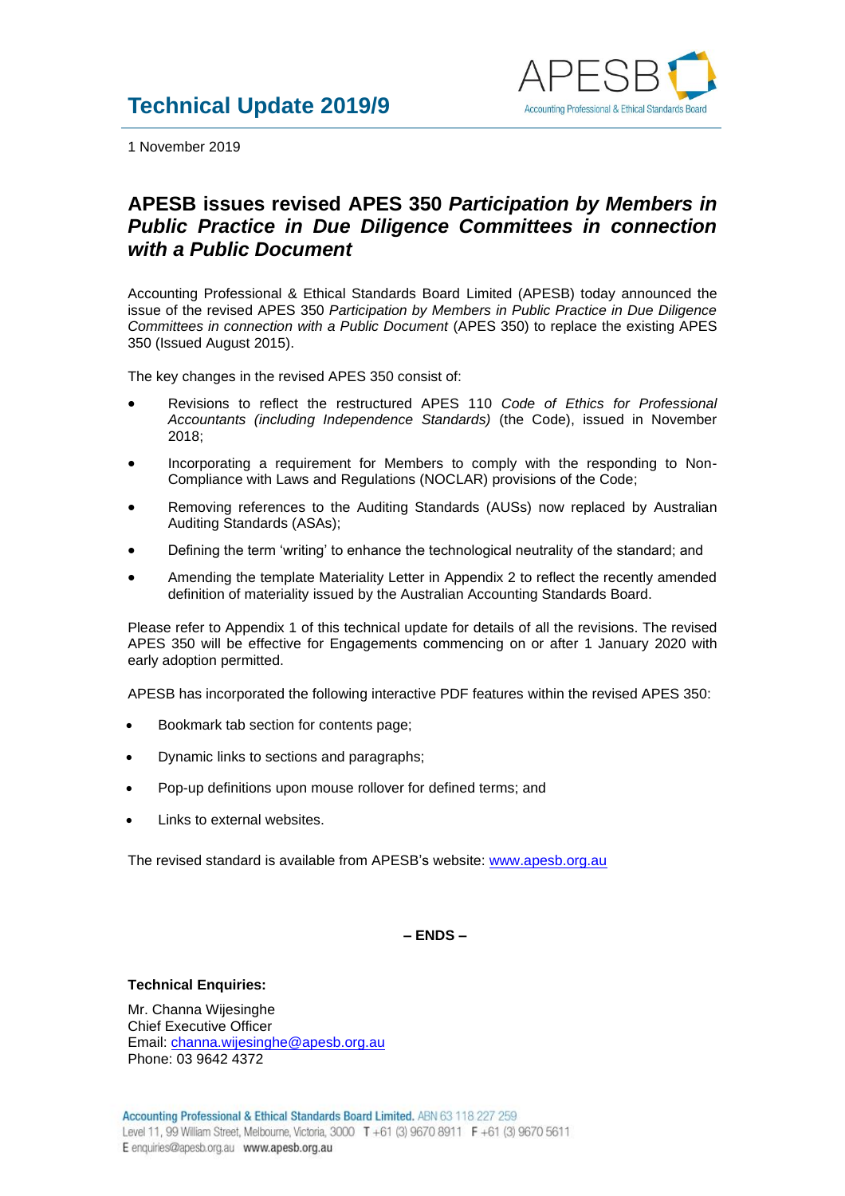# Technical Update 2019/9

1 November 2019

## APESB issues revised APES 350 *Participation by Members in Public Practice in Due Diligence Committees in connection with a Public Document*

Accounting Professional & Ethical Standards Board Limited (APESB) today announced the issue of the revised APES 350 *Participation by Members in Public Practice in Due Diligence Committees in connection with a Public Document* (APES 350) to replace the existing APES 350 (Issued August 2015).

The key changes in the revised APES 350 consist of:

- Revisions to reflect the restructured APES 110 *Code of Ethics for Professional Accountants (including Independence Standards)* (the Code), issued in November 2018;
- Incorporating a requirement for Members to comply with the responding to Non-Compliance with Laws and Regulations (NOCLAR) provisions of the Code;
- Removing references to the Auditing Standards (AUSs) now replaced by Australian Auditing Standards (ASAs);
- Defining the term 'writing' to enhance the technological neutrality of the standard; and
- Amending the template Materiality Letter in Appendix 2 to reflect the recently amended definition of materiality issued by the Australian Accounting Standards Board.

Please refer to Appendix 1 of this technical update for details of all the revisions. The revised APES 350 will be effective for Engagements commencing on or after 1 January 2020 with early adoption permitted.

APESB has incorporated the following interactive PDF features within the revised APES 350:

- Bookmark tab section for contents page;
- Dynamic links to sections and paragraphs;
- Pop-up definitions upon mouse rollover for defined terms; and
- Links to external websites.

The revised standard is available from APESB's website: [www.apesb.org.au](http://www.apesb.org.au)

**– ENDS –**

**Technical Enquiries:**

Mr. Channa Wijesinghe
Chief Executive Officer
Email: [channa.wijesinghe@apesb.org.au](mailto:channa.wijesinghe@apesb.org.au)
Phone: 03 9642 4372

**Accounting Professional & Ethical Standards Board Limited.** ABN 63 118 227 259
Level 11, 99 William Street, Melbourne, Victoria, 3000 T +61 (3) 9670 8911 F +61 (3) 9670 5611
E enquiries@apesb.org.au **www.apesb.org.au**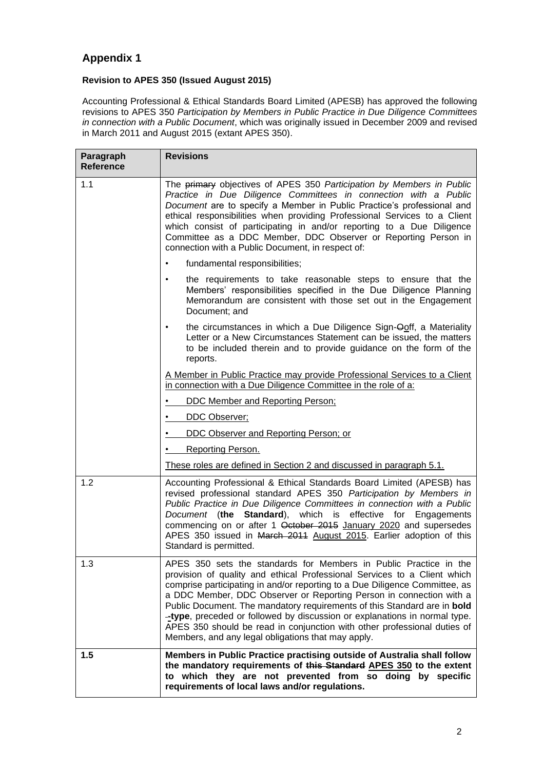## Appendix 1

### Revision to APES 350 (Issued August 2015)

Accounting Professional & Ethical Standards Board Limited (APESB) has approved the following revisions to APES 350 *Participation by Members in Public Practice in Due Diligence Committees in connection with a Public Document*, which was originally issued in December 2009 and revised in March 2011 and August 2015 (extant APES 350).

| Paragraph Reference | Revisions |
|---|---|
| 1.1 | The ~~primary~~ objectives of APES 350 *Participation by Members in Public Practice in Due Diligence Committees in connection with a Public Document* are to specify a Member in Public Practice's professional and ethical responsibilities when providing Professional Services to a Client which consist of participating in and/or reporting to a Due Diligence Committee as a DDC Member, DDC Observer or Reporting Person in connection with a Public Document, in respect of:<br>• fundamental responsibilities;<br>• the requirements to take reasonable steps to ensure that the Members' responsibilities specified in the Due Diligence Planning Memorandum are consistent with those set out in the Engagement Document; and<br>• the circumstances in which a Due Diligence Sign-~~O~~<u>o</u>ff, a Materiality Letter or a New Circumstances Statement can be issued, the matters to be included therein and to provide guidance on the form of the reports.<br><u>A Member in Public Practice may provide Professional Services to a Client in connection with a Due Diligence Committee in the role of a:</u><br><u>• DDC Member and Reporting Person;</u><br><u>• DDC Observer;</u><br><u>• DDC Observer and Reporting Person; or</u><br><u>• Reporting Person.</u><br><u>These roles are defined in Section 2 and discussed in paragraph 5.1.</u> |
| 1.2 | Accounting Professional & Ethical Standards Board Limited (APESB) has revised professional standard APES 350 *Participation by Members in Public Practice in Due Diligence Committees in connection with a Public Document* (**the Standard**), which is effective for Engagements commencing on or after 1 ~~October 2015~~ <u>January 2020</u> and supersedes APES 350 issued in ~~March 2011~~ <u>August 2015</u>. Earlier adoption of this Standard is permitted. |
| 1.3 | APES 350 sets the standards for Members in Public Practice in the provision of quality and ethical Professional Services to a Client which comprise participating in and/or reporting to a Due Diligence Committee, as a DDC Member, DDC Observer or Reporting Person in connection with a Public Document. The mandatory requirements of this Standard are in **bold ~~-~~-type**, preceded or followed by discussion or explanations in normal type. APES 350 should be read in conjunction with other professional duties of Members, and any legal obligations that may apply. |
| **1.5** | **Members in Public Practice practising outside of Australia shall follow the mandatory requirements of ~~this Standard~~ <u>APES 350</u> to the extent to which they are not prevented from so doing by specific requirements of local laws and/or regulations.** |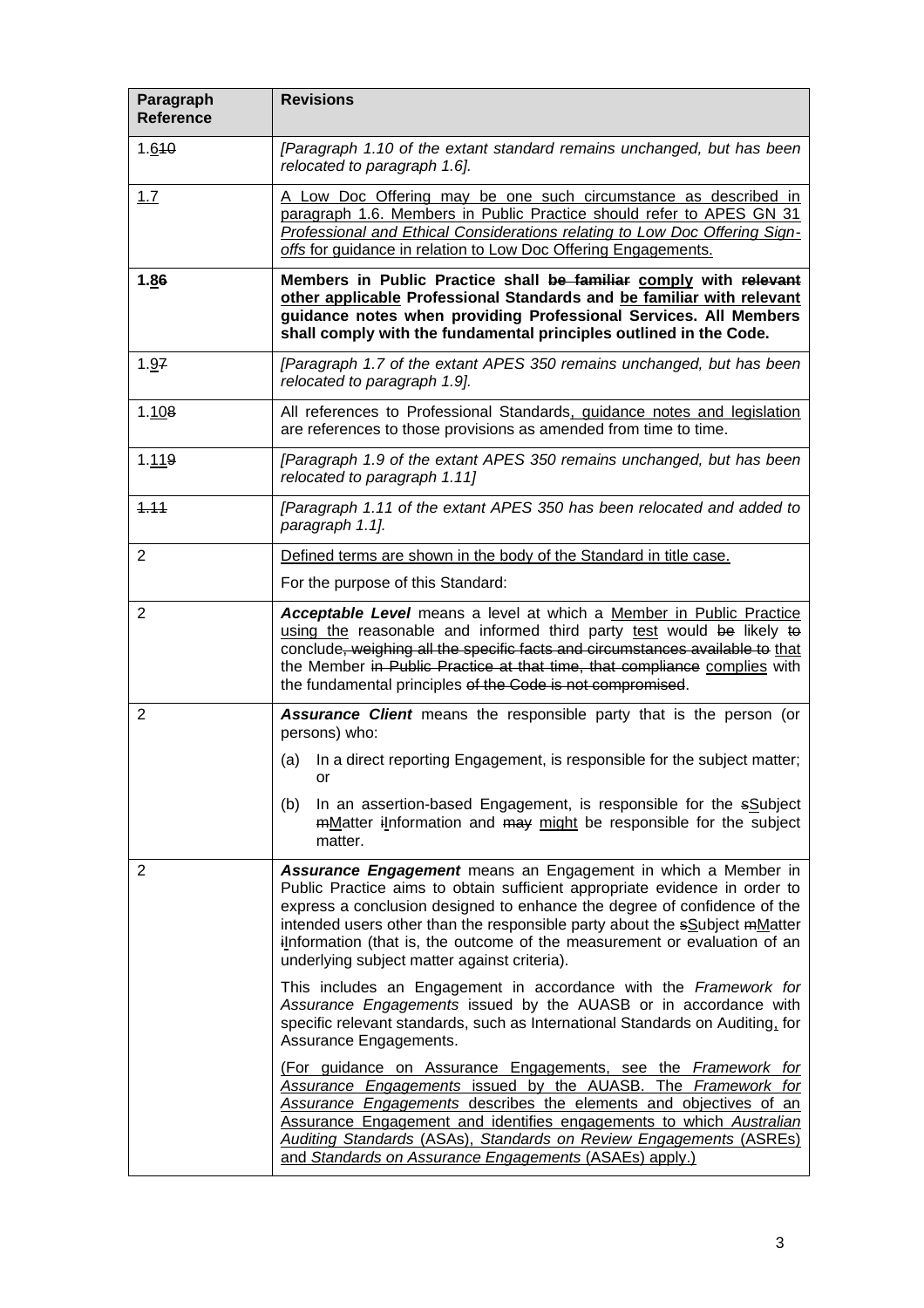| Paragraph Reference | Revisions |
|---|---|
| 1.<u>6</u>~~10~~ | *[Paragraph 1.10 of the extant standard remains unchanged, but has been relocated to paragraph 1.6].* |
| <u>1.7</u> | <u>A Low Doc Offering may be one such circumstance as described in paragraph 1.6. Members in Public Practice should refer to APES GN 31</u> <u>*Professional and Ethical Considerations relating to Low Doc Offering Sign-offs*</u> <u>for guidance in relation to Low Doc Offering Engagements.</u> |
| **1.<u>8</u>~~6~~** | **Members in Public Practice shall ~~be familiar~~ <u>comply</u> with ~~relevant~~ <u>other applicable</u> Professional Standards and <u>be familiar with relevant</u> guidance notes when providing Professional Services. All Members shall comply with the fundamental principles outlined in the Code.** |
| 1.<u>9</u>~~7~~ | *[Paragraph 1.7 of the extant APES 350 remains unchanged, but has been relocated to paragraph 1.9].* |
| 1.<u>10</u>~~8~~ | All references to Professional Standards<u>, guidance notes and legislation</u> are references to those provisions as amended from time to time. |
| 1.<u>11</u>~~9~~ | *[Paragraph 1.9 of the extant APES 350 remains unchanged, but has been relocated to paragraph 1.11]* |
| ~~1.11~~ | *[Paragraph 1.11 of the extant APES 350 has been relocated and added to paragraph 1.1].* |
| 2 | <u>Defined terms are shown in the body of the Standard in title case.</u><br>For the purpose of this Standard: |
| 2 | ***Acceptable Level*** means a level at which a <u>Member in Public Practice using the</u> reasonable and informed third party <u>test</u> would ~~be~~ likely ~~to~~ conclude~~, weighing all the specific facts and circumstances available to~~ <u>that</u> the Member ~~in Public Practice at that time, that compliance~~ <u>complies</u> with the fundamental principles ~~of the Code is not compromised~~. |
| 2 | ***Assurance Client*** means the responsible party that is the person (or persons) who:<br>(a) In a direct reporting Engagement, is responsible for the subject matter; or<br>(b) In an assertion-based Engagement, is responsible for the ~~s~~<u>S</u>ubject ~~m~~<u>M</u>atter ~~i~~<u>I</u>nformation and ~~may~~ <u>might</u> be responsible for the subject matter. |
| 2 | ***Assurance Engagement*** means an Engagement in which a Member in Public Practice aims to obtain sufficient appropriate evidence in order to express a conclusion designed to enhance the degree of confidence of the intended users other than the responsible party about the ~~s~~<u>S</u>ubject ~~m~~<u>M</u>atter ~~i~~<u>I</u>nformation (that is, the outcome of the measurement or evaluation of an underlying subject matter against criteria).<br>This includes an Engagement in accordance with the *Framework for Assurance Engagements* issued by the AUASB or in accordance with specific relevant standards, such as International Standards on Auditing<u>,</u> for Assurance Engagements.<br><u>(For guidance on Assurance Engagements, see the *Framework for Assurance Engagements* issued by the AUASB. The *Framework for Assurance Engagements* describes the elements and objectives of an Assurance Engagement and identifies engagements to which *Australian Auditing Standards* (ASAs), *Standards on Review Engagements* (ASREs) and *Standards on Assurance Engagements* (ASAEs) apply.)</u> |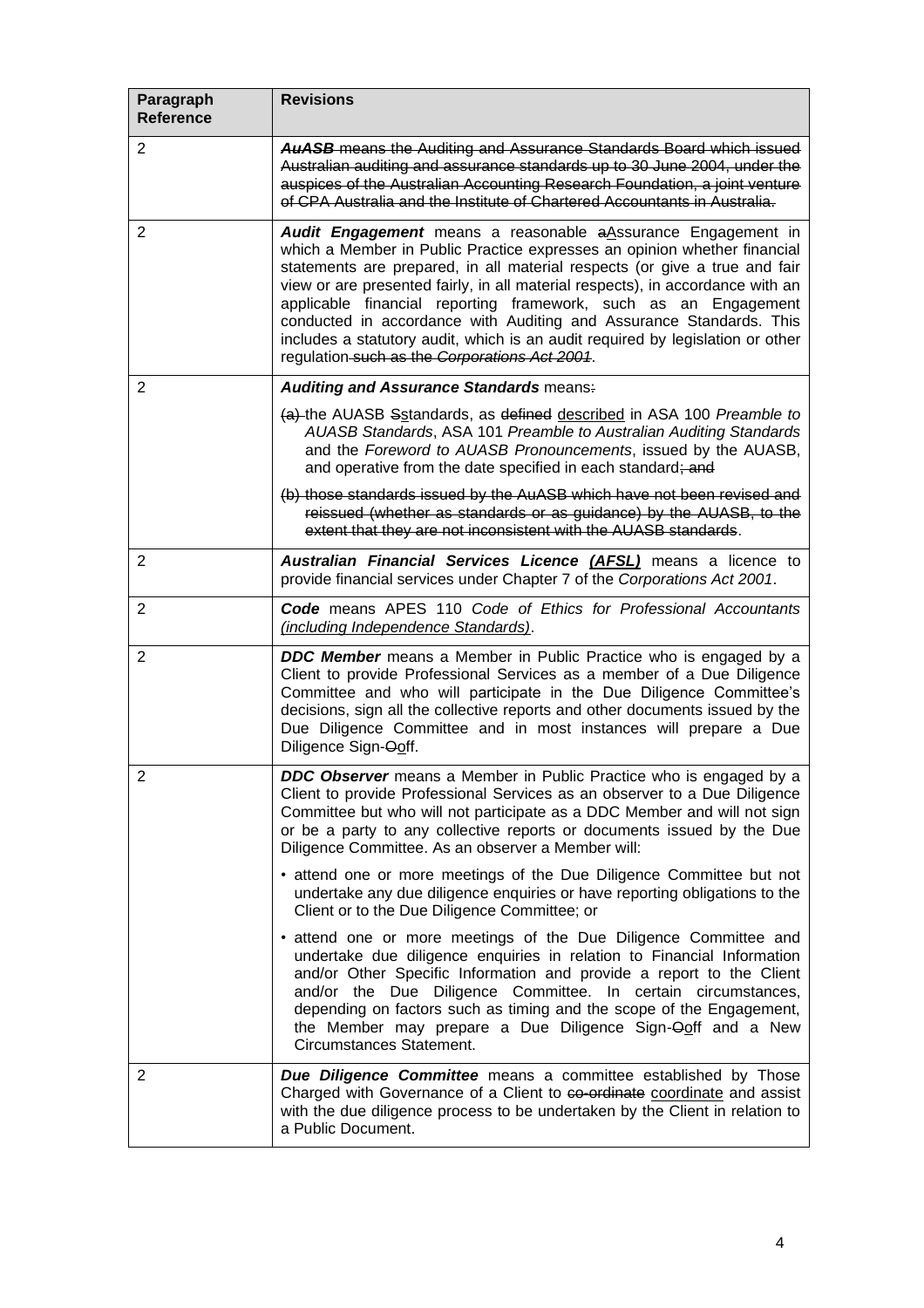| Paragraph Reference | Revisions |
|---|---|
| 2 | ~~***AuASB*** means the Auditing and Assurance Standards Board which issued Australian auditing and assurance standards up to 30 June 2004, under the auspices of the Australian Accounting Research Foundation, a joint venture of CPA Australia and the Institute of Chartered Accountants in Australia.~~ |
| 2 | ***Audit Engagement*** means a reasonable ~~a~~<u>A</u>ssurance Engagement in which a Member in Public Practice expresses an opinion whether financial statements are prepared, in all material respects (or give a true and fair view or are presented fairly, in all material respects), in accordance with an applicable financial reporting framework, such as an Engagement conducted in accordance with Auditing and Assurance Standards. This includes a statutory audit, which is an audit required by legislation or other regulation~~ such as the *Corporations Act 2001*~~. |
| 2 | ***Auditing and Assurance Standards*** means~~:~~<br><br>~~(a)~~ the AUASB ~~S~~<u>s</u>tandards, as ~~defined~~ <u>described</u> in ASA 100 *Preamble to AUASB Standards*, ASA 101 *Preamble to Australian Auditing Standards* and the *Foreword to AUASB Pronouncements*, issued by the AUASB, and operative from the date specified in each standard~~; and~~<br><br>~~(b) those standards issued by the AuASB which have not been revised and reissued (whether as standards or as guidance) by the AUASB, to the extent that they are not inconsistent with the AUASB standards~~. |
| 2 | ***Australian Financial Services Licence <u>(AFSL)</u>*** means a licence to provide financial services under Chapter 7 of the *Corporations Act 2001*. |
| 2 | ***Code*** means APES 110 *Code of Ethics for Professional Accountants <u>(including Independence Standards)</u>*. |
| 2 | ***DDC Member*** means a Member in Public Practice who is engaged by a Client to provide Professional Services as a member of a Due Diligence Committee and who will participate in the Due Diligence Committee's decisions, sign all the collective reports and other documents issued by the Due Diligence Committee and in most instances will prepare a Due Diligence Sign-~~O~~<u>o</u>ff. |
| 2 | ***DDC Observer*** means a Member in Public Practice who is engaged by a Client to provide Professional Services as an observer to a Due Diligence Committee but who will not participate as a DDC Member and will not sign or be a party to any collective reports or documents issued by the Due Diligence Committee. As an observer a Member will:<br><br>• attend one or more meetings of the Due Diligence Committee but not undertake any due diligence enquiries or have reporting obligations to the Client or to the Due Diligence Committee; or<br><br>• attend one or more meetings of the Due Diligence Committee and undertake due diligence enquiries in relation to Financial Information and/or Other Specific Information and provide a report to the Client and/or the Due Diligence Committee. In certain circumstances, depending on factors such as timing and the scope of the Engagement, the Member may prepare a Due Diligence Sign-~~O~~<u>o</u>ff and a New Circumstances Statement. |
| 2 | ***Due Diligence Committee*** means a committee established by Those Charged with Governance of a Client to ~~co-ordinate~~ <u>coordinate</u> and assist with the due diligence process to be undertaken by the Client in relation to a Public Document. |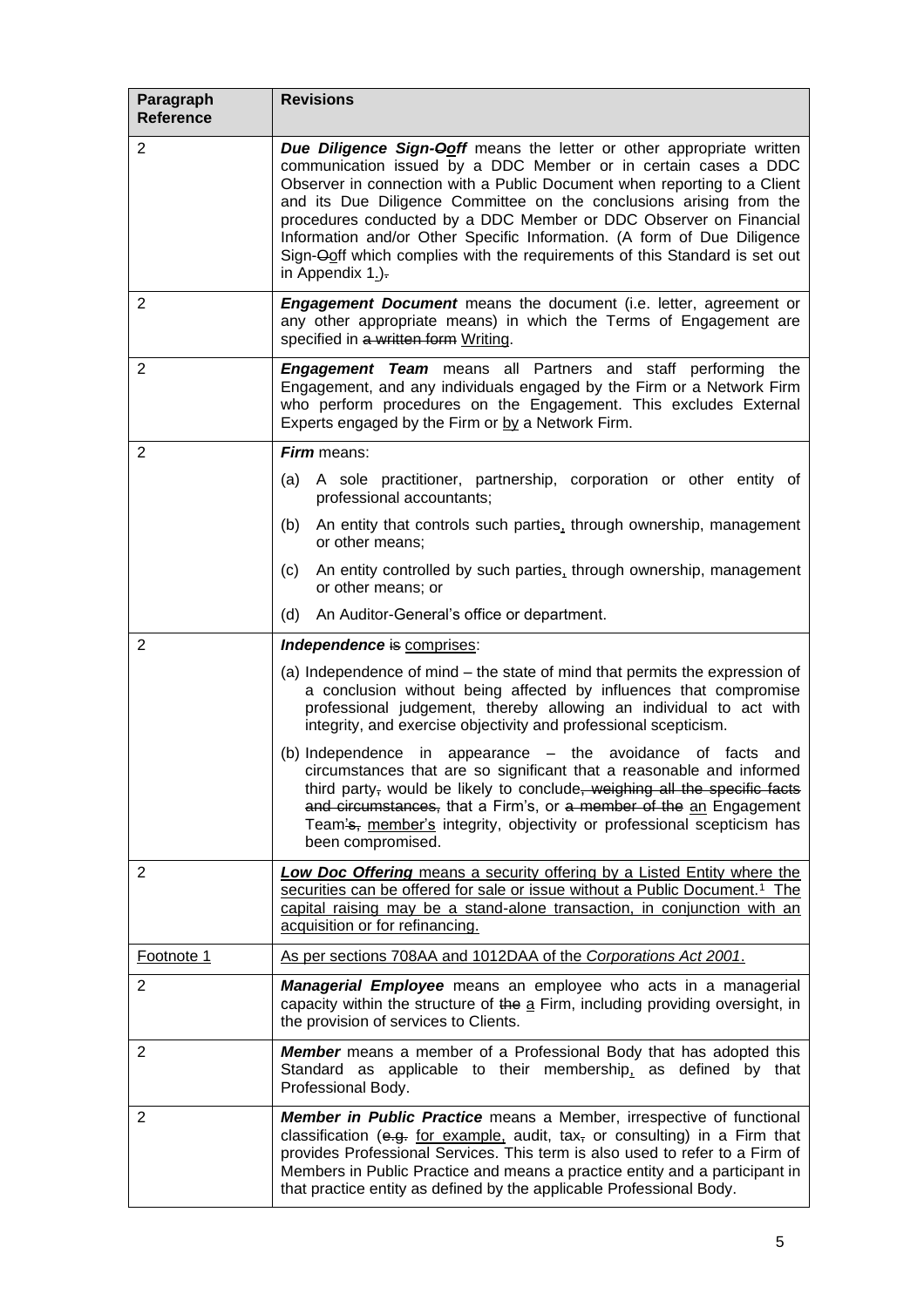| Paragraph Reference | Revisions |
| --- | --- |
| 2 | ***Due Diligence Sign-~~O~~<u>o</u>ff*** means the letter or other appropriate written communication issued by a DDC Member or in certain cases a DDC Observer in connection with a Public Document when reporting to a Client and its Due Diligence Committee on the conclusions arising from the procedures conducted by a DDC Member or DDC Observer on Financial Information and/or Other Specific Information. (A form of Due Diligence Sign-~~O~~<u>o</u>ff which complies with the requirements of this Standard is set out in Appendix 1<u>.</u>)~~.~~ |
| 2 | ***Engagement Document*** means the document (i.e. letter, agreement or any other appropriate means) in which the Terms of Engagement are specified in ~~a written form~~ <u>Writing</u>. |
| 2 | ***Engagement Team*** means all Partners and staff performing the Engagement, and any individuals engaged by the Firm or a Network Firm who perform procedures on the Engagement. This excludes External Experts engaged by the Firm or <u>by</u> a Network Firm. |
| 2 | ***Firm*** means:<br>(a) A sole practitioner, partnership, corporation or other entity of professional accountants;<br>(b) An entity that controls such parties<u>,</u> through ownership, management or other means;<br>(c) An entity controlled by such parties<u>,</u> through ownership, management or other means; or<br>(d) An Auditor-General's office or department. |
| 2 | ***Independence*** ~~is~~ <u>comprises</u>:<br>(a) Independence of mind – the state of mind that permits the expression of a conclusion without being affected by influences that compromise professional judgement, thereby allowing an individual to act with integrity, and exercise objectivity and professional scepticism.<br>(b) Independence in appearance – the avoidance of facts and circumstances that are so significant that a reasonable and informed third party~~,~~ would be likely to conclude~~, weighing all the specific facts and circumstances,~~ that a Firm's, or ~~a member of the~~ <u>an</u> Engagement Team~~'s,~~ <u>member's</u> integrity, objectivity or professional scepticism has been compromised. |
| 2 | <u>***Low Doc Offering*** means a security offering by a Listed Entity where the securities can be offered for sale or issue without a Public Document.[1] The capital raising may be a stand-alone transaction, in conjunction with an acquisition or for refinancing.</u> |
| <u>Footnote 1</u> | <u>As per sections 708AA and 1012DAA of the *Corporations Act 2001*.</u> |
| 2 | ***Managerial Employee*** means an employee who acts in a managerial capacity within the structure of ~~the~~ <u>a</u> Firm, including providing oversight, in the provision of services to Clients. |
| 2 | ***Member*** means a member of a Professional Body that has adopted this Standard as applicable to their membership<u>,</u> as defined by that Professional Body. |
| 2 | ***Member in Public Practice*** means a Member, irrespective of functional classification (~~e.g.~~ <u>for example,</u> audit, tax~~,~~ or consulting) in a Firm that provides Professional Services. This term is also used to refer to a Firm of Members in Public Practice and means a practice entity and a participant in that practice entity as defined by the applicable Professional Body. |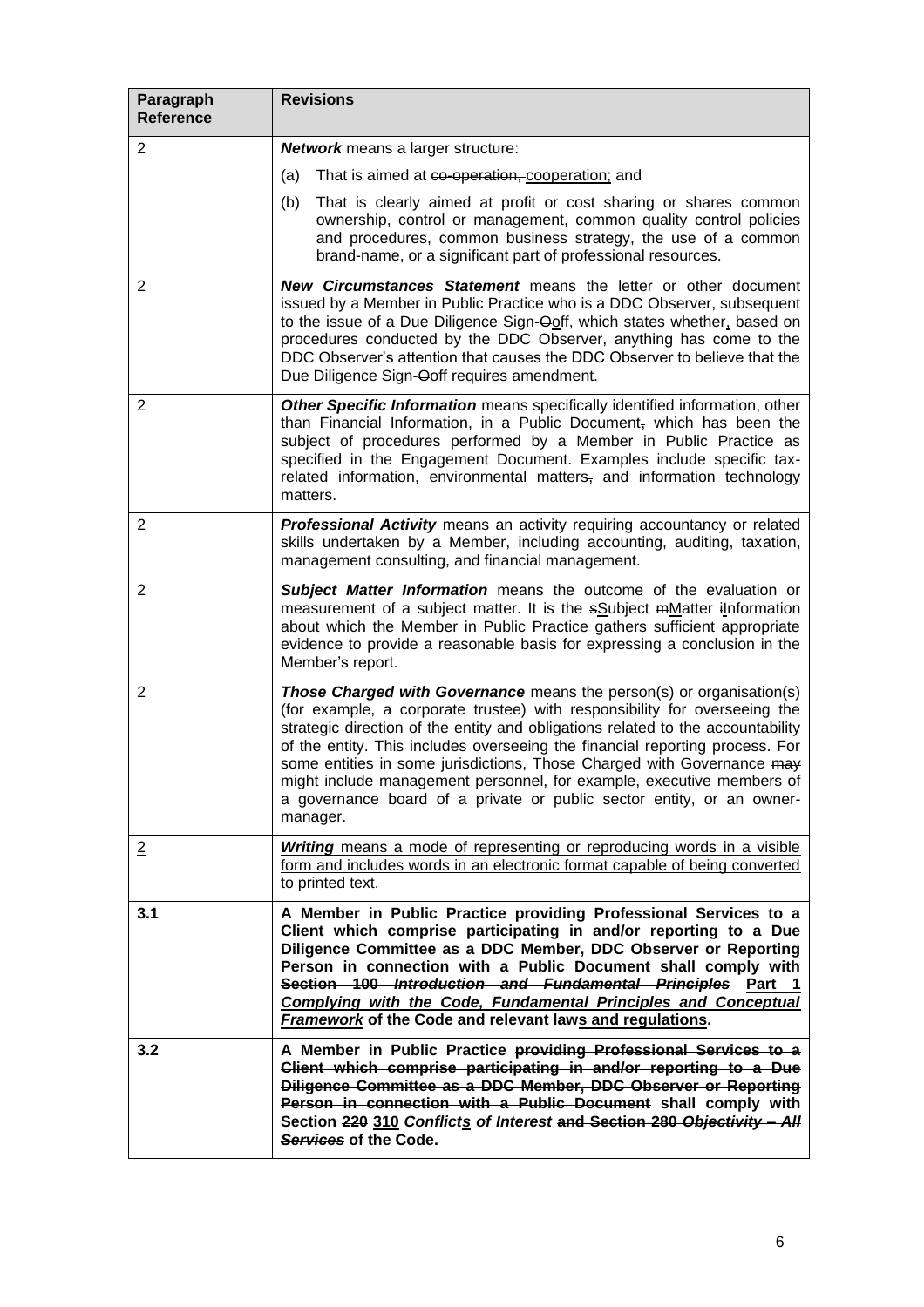| Paragraph Reference | Revisions |
|---|---|
| 2 | ***Network*** means a larger structure:<br>(a) That is aimed at ~~co-operation,~~ <ins>cooperation;</ins> and<br>(b) That is clearly aimed at profit or cost sharing or shares common ownership, control or management, common quality control policies and procedures, common business strategy, the use of a common brand-name, or a significant part of professional resources. |
| 2 | ***New Circumstances Statement*** means the letter or other document issued by a Member in Public Practice who is a DDC Observer, subsequent to the issue of a Due Diligence Sign-~~O~~<ins>o</ins>ff, which states whether<ins>,</ins> based on procedures conducted by the DDC Observer, anything has come to the DDC Observer's attention that causes the DDC Observer to believe that the Due Diligence Sign-~~O~~<ins>o</ins>ff requires amendment. |
| 2 | ***Other Specific Information*** means specifically identified information, other than Financial Information, in a Public Document~~,~~ which has been the subject of procedures performed by a Member in Public Practice as specified in the Engagement Document. Examples include specific tax-related information, environmental matters~~,~~ and information technology matters. |
| 2 | ***Professional Activity*** means an activity requiring accountancy or related skills undertaken by a Member, including accounting, auditing, tax~~ation~~, management consulting, and financial management. |
| 2 | ***Subject Matter Information*** means the outcome of the evaluation or measurement of a subject matter. It is the ~~s~~<ins>S</ins>ubject ~~m~~<ins>M</ins>atter ~~i~~<ins>I</ins>nformation about which the Member in Public Practice gathers sufficient appropriate evidence to provide a reasonable basis for expressing a conclusion in the Member's report. |
| 2 | ***Those Charged with Governance*** means the person(s) or organisation(s) (for example, a corporate trustee) with responsibility for overseeing the strategic direction of the entity and obligations related to the accountability of the entity. This includes overseeing the financial reporting process. For some entities in some jurisdictions, Those Charged with Governance ~~may~~ <ins>might</ins> include management personnel, for example, executive members of a governance board of a private or public sector entity, or an owner-manager. |
| <ins>2</ins> | <ins>***Writing*** means a mode of representing or reproducing words in a visible form and includes words in an electronic format capable of being converted to printed text.</ins> |
| **3.1** | **A Member in Public Practice providing Professional Services to a Client which comprise participating in and/or reporting to a Due Diligence Committee as a DDC Member, DDC Observer or Reporting Person in connection with a Public Document shall comply with ~~Section 100 *Introduction and Fundamental Principles*~~ <ins>Part 1 *Complying with the Code, Fundamental Principles and Conceptual Framework*</ins> of the Code and relevant law<ins>s</ins> and regulation<ins>s</ins>.** |
| **3.2** | **A Member in Public Practice ~~providing Professional Services to a Client which comprise participating in and/or reporting to a Due Diligence Committee as a DDC Member, DDC Observer or Reporting Person in connection with a Public Document~~ shall comply with Section ~~220~~ <ins>310</ins> *Conflict<ins>s</ins> of Interest* ~~and Section 280 *Objectivity – All Services*~~ of the Code.** |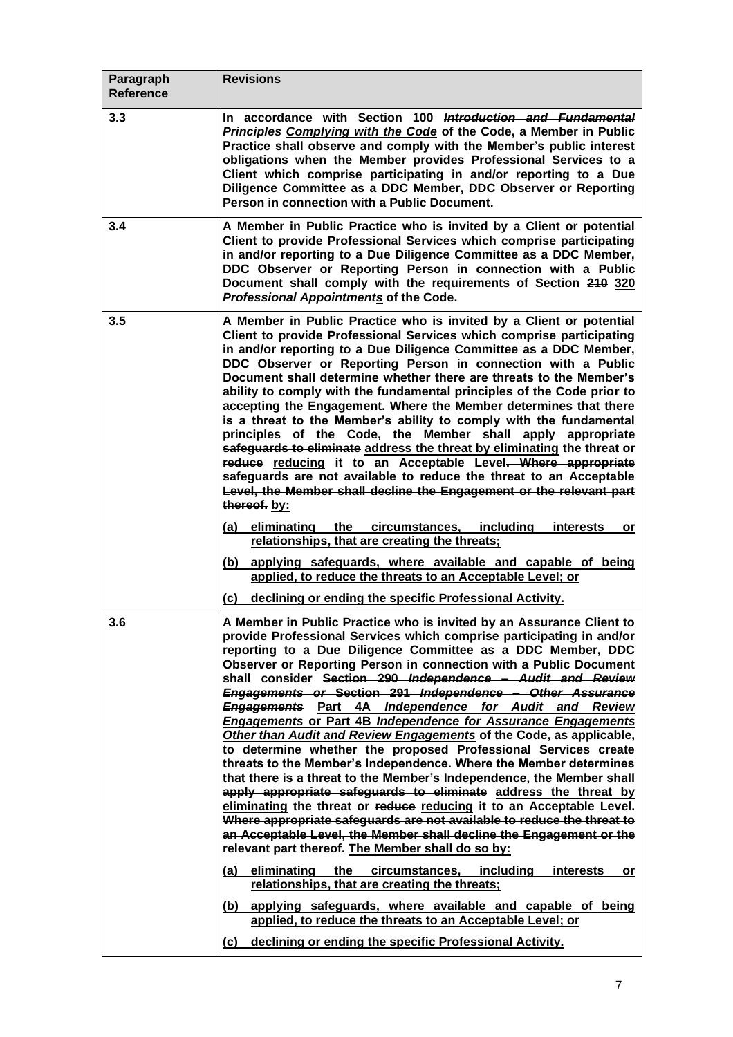| Paragraph Reference | Revisions |
|---|---|
| 3.3 | **In accordance with Section 100 ~~*Introduction and Fundamental Principles*~~ <u>*Complying with the Code*</u> of the Code, a Member in Public Practice shall observe and comply with the Member's public interest obligations when the Member provides Professional Services to a Client which comprise participating in and/or reporting to a Due Diligence Committee as a DDC Member, DDC Observer or Reporting Person in connection with a Public Document.** |
| 3.4 | **A Member in Public Practice who is invited by a Client or potential Client to provide Professional Services which comprise participating in and/or reporting to a Due Diligence Committee as a DDC Member, DDC Observer or Reporting Person in connection with a Public Document shall comply with the requirements of Section ~~210~~ <u>320</u> *Professional Appointment<u>s</u>* of the Code.** |
| 3.5 | **A Member in Public Practice who is invited by a Client or potential Client to provide Professional Services which comprise participating in and/or reporting to a Due Diligence Committee as a DDC Member, DDC Observer or Reporting Person in connection with a Public Document shall determine whether there are threats to the Member's ability to comply with the fundamental principles of the Code prior to accepting the Engagement. Where the Member determines that there is a threat to the Member's ability to comply with the fundamental principles of the Code, the Member shall ~~apply appropriate safeguards to eliminate~~ <u>address the threat by eliminating</u> the threat or ~~reduce~~ <u>reducing</u> it to an Acceptable Level~~. Where appropriate safeguards are not available to reduce the threat to an Acceptable Level, the Member shall decline the Engagement or the relevant part thereof.~~ <u>by:</u>**<br><br>**<u>(a) eliminating the circumstances, including interests or relationships, that are creating the threats;</u>**<br><br>**<u>(b) applying safeguards, where available and capable of being applied, to reduce the threats to an Acceptable Level; or</u>**<br><br>**<u>(c) declining or ending the specific Professional Activity.</u>** |
| 3.6 | **A Member in Public Practice who is invited by an Assurance Client to provide Professional Services which comprise participating in and/or reporting to a Due Diligence Committee as a DDC Member, DDC Observer or Reporting Person in connection with a Public Document shall consider ~~Section 290 *Independence – Audit and Review Engagements* or Section 291 *Independence – Other Assurance Engagements*~~ <u>Part 4A *Independence for Audit and Review Engagements* or Part 4B *Independence for Assurance Engagements Other than Audit and Review Engagements*</u> of the Code, as applicable, to determine whether the proposed Professional Services create threats to the Member's Independence. Where the Member determines that there is a threat to the Member's Independence, the Member shall ~~apply appropriate safeguards to eliminate~~ <u>address the threat by eliminating</u> the threat or ~~reduce~~ <u>reducing</u> it to an Acceptable Level. ~~Where appropriate safeguards are not available to reduce the threat to an Acceptable Level, the Member shall decline the Engagement or the relevant part thereof.~~ <u>The Member shall do so by:</u>**<br><br>**<u>(a) eliminating the circumstances, including interests or relationships, that are creating the threats;</u>**<br><br>**<u>(b) applying safeguards, where available and capable of being applied, to reduce the threats to an Acceptable Level; or</u>**<br><br>**<u>(c) declining or ending the specific Professional Activity.</u>** |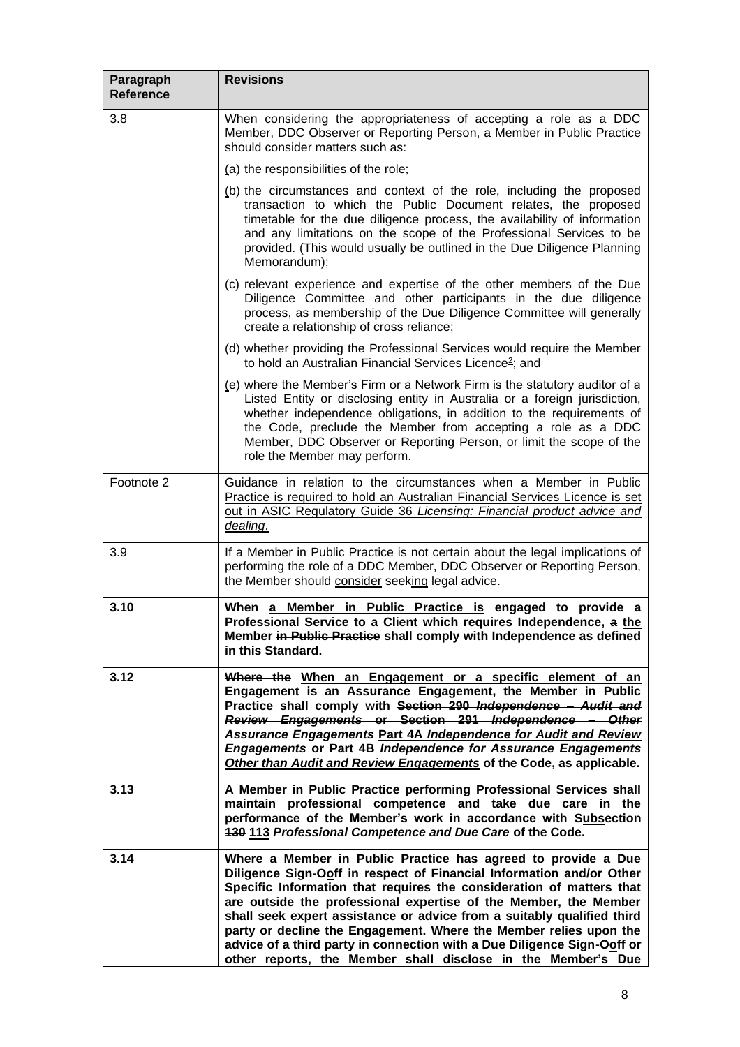| Paragraph Reference | Revisions |
|---|---|
| 3.8 | When considering the appropriateness of accepting a role as a DDC Member, DDC Observer or Reporting Person, a Member in Public Practice should consider matters such as:<br><br>(a) the responsibilities of the role;<br><br>(b) the circumstances and context of the role, including the proposed transaction to which the Public Document relates, the proposed timetable for the due diligence process, the availability of information and any limitations on the scope of the Professional Services to be provided. (This would usually be outlined in the Due Diligence Planning Memorandum);<br><br>(c) relevant experience and expertise of the other members of the Due Diligence Committee and other participants in the due diligence process, as membership of the Due Diligence Committee will generally create a relationship of cross reliance;<br><br>(d) whether providing the Professional Services would require the Member to hold an Australian Financial Services Licence[2]; and<br><br>(e) where the Member's Firm or a Network Firm is the statutory auditor of a Listed Entity or disclosing entity in Australia or a foreign jurisdiction, whether independence obligations, in addition to the requirements of the Code, preclude the Member from accepting a role as a DDC Member, DDC Observer or Reporting Person, or limit the scope of the role the Member may perform. |
| Footnote 2 | Guidance in relation to the circumstances when a Member in Public Practice is required to hold an Australian Financial Services Licence is set out in ASIC Regulatory Guide 36 *Licensing: Financial product advice and dealing*. |
| 3.9 | If a Member in Public Practice is not certain about the legal implications of performing the role of a DDC Member, DDC Observer or Reporting Person, the Member should consider seeking legal advice. |
| **3.10** | **When a Member in Public Practice is engaged to provide a Professional Service to a Client which requires Independence, ~~a~~ the Member ~~in Public Practice~~ shall comply with Independence as defined in this Standard.** |
| **3.12** | **~~Where the~~ When an Engagement or a specific element of an Engagement is an Assurance Engagement, the Member in Public Practice shall comply with ~~Section 290 *Independence – Audit and Review Engagements* or Section 291 *Independence – Other Assurance Engagements*~~ Part 4A *Independence for Audit and Review Engagements* or Part 4B *Independence for Assurance Engagements Other than Audit and Review Engagements* of the Code, as applicable.** |
| **3.13** | **A Member in Public Practice performing Professional Services shall maintain professional competence and take due care in the performance of the Member's work in accordance with Subsection ~~130~~ 113 *Professional Competence and Due Care* of the Code.** |
| **3.14** | **Where a Member in Public Practice has agreed to provide a Due Diligence Sign-~~O~~off in respect of Financial Information and/or Other Specific Information that requires the consideration of matters that are outside the professional expertise of the Member, the Member shall seek expert assistance or advice from a suitably qualified third party or decline the Engagement. Where the Member relies upon the advice of a third party in connection with a Due Diligence Sign-~~O~~off or other reports, the Member shall disclose in the Member's Due** |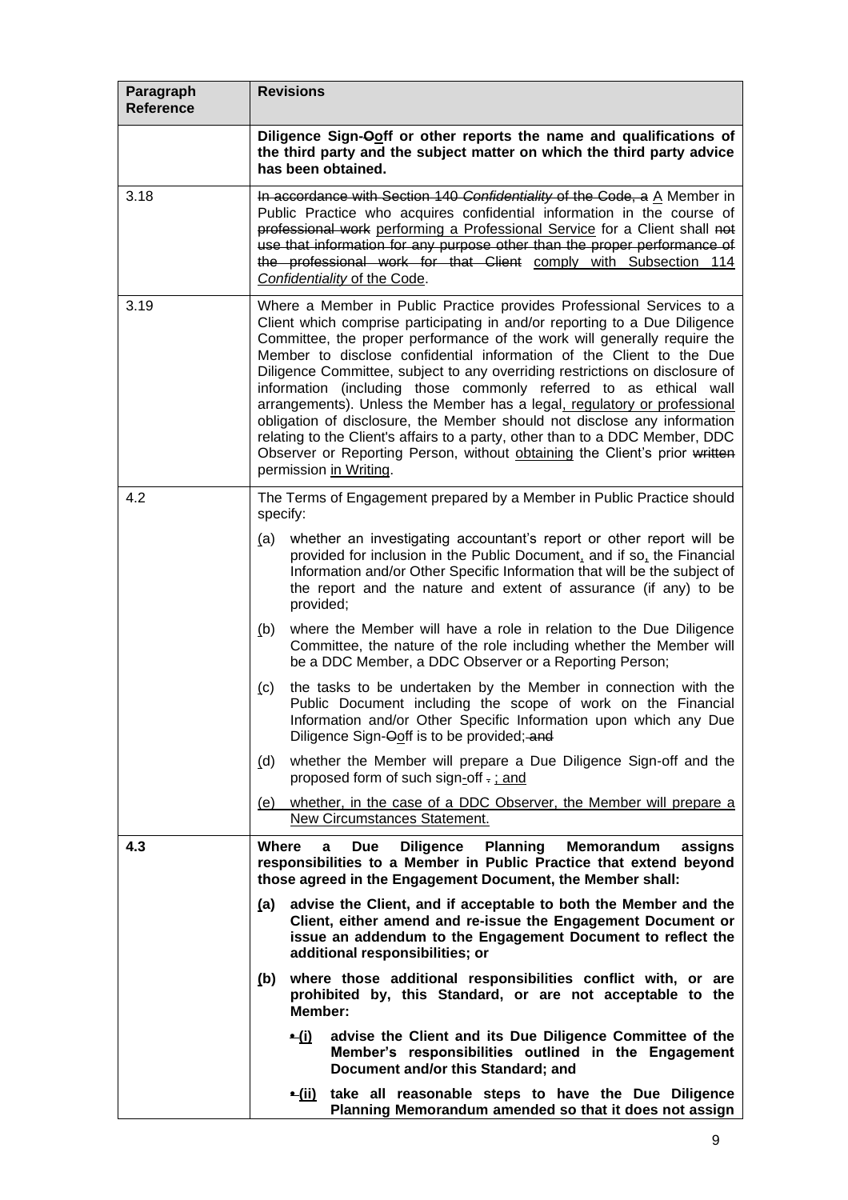| Paragraph Reference | Revisions |
|---|---|
| | **Diligence Sign-~~O~~off or other reports the name and qualifications of the third party and the subject matter on which the third party advice has been obtained.** |
| 3.18 | ~~In accordance with Section 140 *Confidentiality* of the Code, a~~ A Member in Public Practice who acquires confidential information in the course of ~~professional work~~ performing a Professional Service for a Client shall ~~not use that information for any purpose other than the proper performance of the professional work for that Client~~ comply with Subsection 114 *Confidentiality* of the Code. |
| 3.19 | Where a Member in Public Practice provides Professional Services to a Client which comprise participating in and/or reporting to a Due Diligence Committee, the proper performance of the work will generally require the Member to disclose confidential information of the Client to the Due Diligence Committee, subject to any overriding restrictions on disclosure of information (including those commonly referred to as ethical wall arrangements). Unless the Member has a legal, regulatory or professional obligation of disclosure, the Member should not disclose any information relating to the Client's affairs to a party, other than to a DDC Member, DDC Observer or Reporting Person, without obtaining the Client's prior ~~written~~ permission in Writing. |
| 4.2 | The Terms of Engagement prepared by a Member in Public Practice should specify:<br><br>(a) whether an investigating accountant's report or other report will be provided for inclusion in the Public Document, and if so, the Financial Information and/or Other Specific Information that will be the subject of the report and the nature and extent of assurance (if any) to be provided;<br><br>(b) where the Member will have a role in relation to the Due Diligence Committee, the nature of the role including whether the Member will be a DDC Member, a DDC Observer or a Reporting Person;<br><br>(c) the tasks to be undertaken by the Member in connection with the Public Document including the scope of work on the Financial Information and/or Other Specific Information upon which any Due Diligence Sign-~~O~~off is to be provided; ~~and~~<br><br>(d) whether the Member will prepare a Due Diligence Sign-off and the proposed form of such sign-off ~~.~~ ; and<br><br>(e) whether, in the case of a DDC Observer, the Member will prepare a New Circumstances Statement. |
| **4.3** | **Where a Due Diligence Planning Memorandum assigns responsibilities to a Member in Public Practice that extend beyond those agreed in the Engagement Document, the Member shall:**<br><br>**(a) advise the Client, and if acceptable to both the Member and the Client, either amend and re-issue the Engagement Document or issue an addendum to the Engagement Document to reflect the additional responsibilities; or**<br><br>**(b) where those additional responsibilities conflict with, or are prohibited by, this Standard, or are not acceptable to the Member:**<br><br>**~~•~~ (i) advise the Client and its Due Diligence Committee of the Member's responsibilities outlined in the Engagement Document and/or this Standard; and**<br><br>**~~•~~ (ii) take all reasonable steps to have the Due Diligence Planning Memorandum amended so that it does not assign** |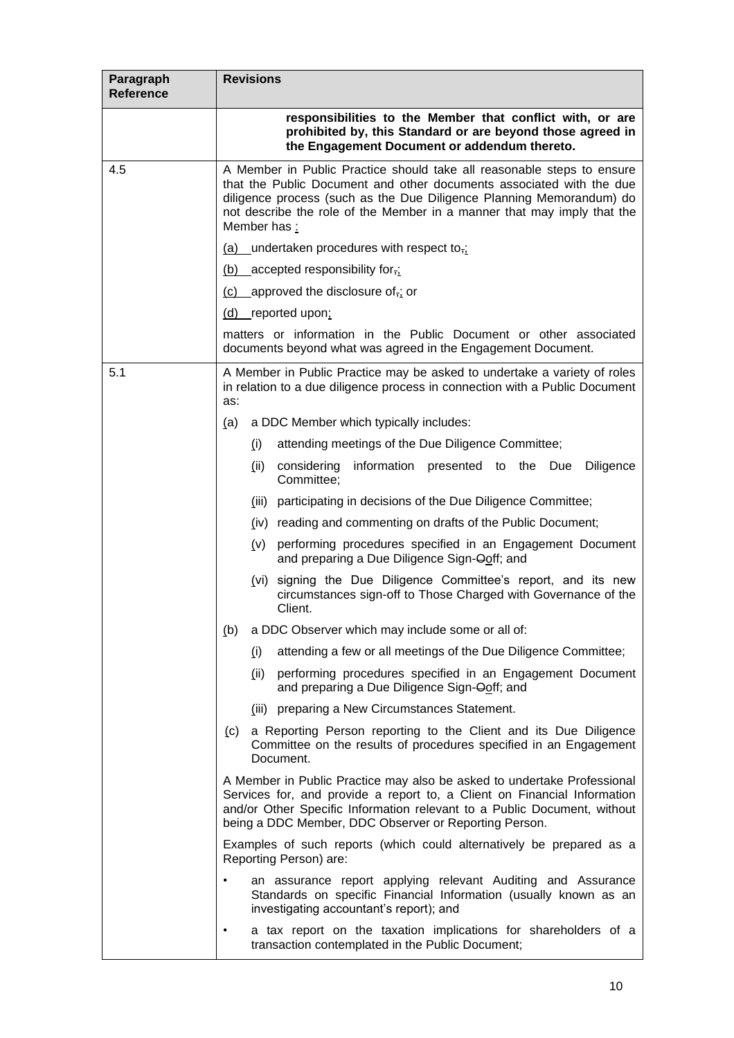| Paragraph Reference | Revisions |
|---|---|
| | **responsibilities to the Member that conflict with, or are prohibited by, this Standard or are beyond those agreed in the Engagement Document or addendum thereto.** |
| 4.5 | A Member in Public Practice should take all reasonable steps to ensure that the Public Document and other documents associated with the due diligence process (such as the Due Diligence Planning Memorandum) do not describe the role of the Member in a manner that may imply that the Member has :<br><br>(a) undertaken procedures with respect to,;<br><br>(b) accepted responsibility for,;<br><br>(c) approved the disclosure of,; or<br><br>(d) reported upon;<br><br>matters or information in the Public Document or other associated documents beyond what was agreed in the Engagement Document. |
| 5.1 | A Member in Public Practice may be asked to undertake a variety of roles in relation to a due diligence process in connection with a Public Document as:<br><br>(a) a DDC Member which typically includes:<br><br>(i) attending meetings of the Due Diligence Committee;<br><br>(ii) considering information presented to the Due Diligence Committee;<br><br>(iii) participating in decisions of the Due Diligence Committee;<br><br>(iv) reading and commenting on drafts of the Public Document;<br><br>(v) performing procedures specified in an Engagement Document and preparing a Due Diligence Sign-Ooff; and<br><br>(vi) signing the Due Diligence Committee's report, and its new circumstances sign-off to Those Charged with Governance of the Client.<br><br>(b) a DDC Observer which may include some or all of:<br><br>(i) attending a few or all meetings of the Due Diligence Committee;<br><br>(ii) performing procedures specified in an Engagement Document and preparing a Due Diligence Sign-Ooff; and<br><br>(iii) preparing a New Circumstances Statement.<br><br>(c) a Reporting Person reporting to the Client and its Due Diligence Committee on the results of procedures specified in an Engagement Document.<br><br>A Member in Public Practice may also be asked to undertake Professional Services for, and provide a report to, a Client on Financial Information and/or Other Specific Information relevant to a Public Document, without being a DDC Member, DDC Observer or Reporting Person.<br><br>Examples of such reports (which could alternatively be prepared as a Reporting Person) are:<br><br>• an assurance report applying relevant Auditing and Assurance Standards on specific Financial Information (usually known as an investigating accountant's report); and<br><br>• a tax report on the taxation implications for shareholders of a transaction contemplated in the Public Document; |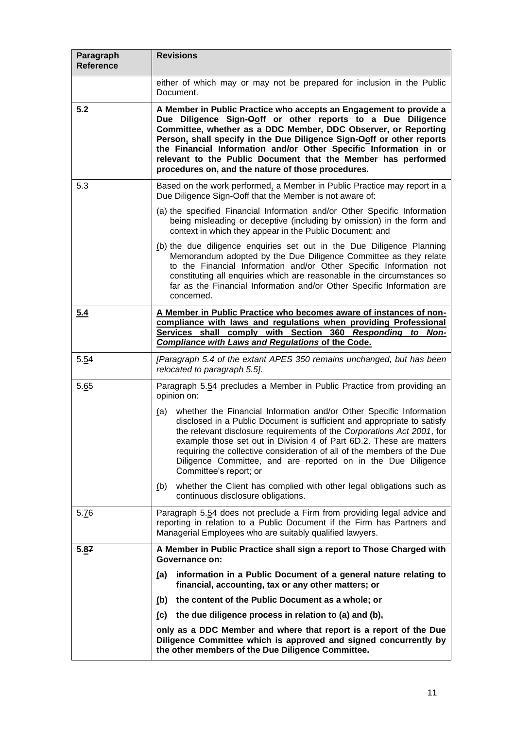| Paragraph Reference | Revisions |
|---|---|
| | either of which may or may not be prepared for inclusion in the Public Document. |
| **5.2** | **A Member in Public Practice who accepts an Engagement to provide a Due Diligence Sign-~~O~~off or other reports to a Due Diligence Committee, whether as a DDC Member, DDC Observer, or Reporting Person, shall specify in the Due Diligence Sign-~~O~~off or other reports the Financial Information and/or Other Specific Information in or relevant to the Public Document that the Member has performed procedures on, and the nature of those procedures.** |
| 5.3 | Based on the work performed, a Member in Public Practice may report in a Due Diligence Sign-~~O~~off that the Member is not aware of:<br><br>(a) the specified Financial Information and/or Other Specific Information being misleading or deceptive (including by omission) in the form and context in which they appear in the Public Document; and<br><br>(b) the due diligence enquiries set out in the Due Diligence Planning Memorandum adopted by the Due Diligence Committee as they relate to the Financial Information and/or Other Specific Information not constituting all enquiries which are reasonable in the circumstances so far as the Financial Information and/or Other Specific Information are concerned. |
| **5.4** | **A Member in Public Practice who becomes aware of instances of non-compliance with laws and regulations when providing Professional Services shall comply with Section 360 *Responding to Non-Compliance with Laws and Regulations* of the Code.** |
| 5.5~~4~~ | *[Paragraph 5.4 of the extant APES 350 remains unchanged, but has been relocated to paragraph 5.5].* |
| 5.6~~5~~ | Paragraph 5.5~~4~~ precludes a Member in Public Practice from providing an opinion on:<br><br>(a) whether the Financial Information and/or Other Specific Information disclosed in a Public Document is sufficient and appropriate to satisfy the relevant disclosure requirements of the *Corporations Act 2001*, for example those set out in Division 4 of Part 6D.2. These are matters requiring the collective consideration of all of the members of the Due Diligence Committee, and are reported on in the Due Diligence Committee's report; or<br><br>(b) whether the Client has complied with other legal obligations such as continuous disclosure obligations. |
| 5.7~~6~~ | Paragraph 5.5~~4~~ does not preclude a Firm from providing legal advice and reporting in relation to a Public Document if the Firm has Partners and Managerial Employees who are suitably qualified lawyers. |
| **5.8~~7~~** | **A Member in Public Practice shall sign a report to Those Charged with Governance on:**<br><br>**(a) information in a Public Document of a general nature relating to financial, accounting, tax or any other matters; or**<br><br>**(b) the content of the Public Document as a whole; or**<br><br>**(c) the due diligence process in relation to (a) and (b),**<br><br>**only as a DDC Member and where that report is a report of the Due Diligence Committee which is approved and signed concurrently by the other members of the Due Diligence Committee.** |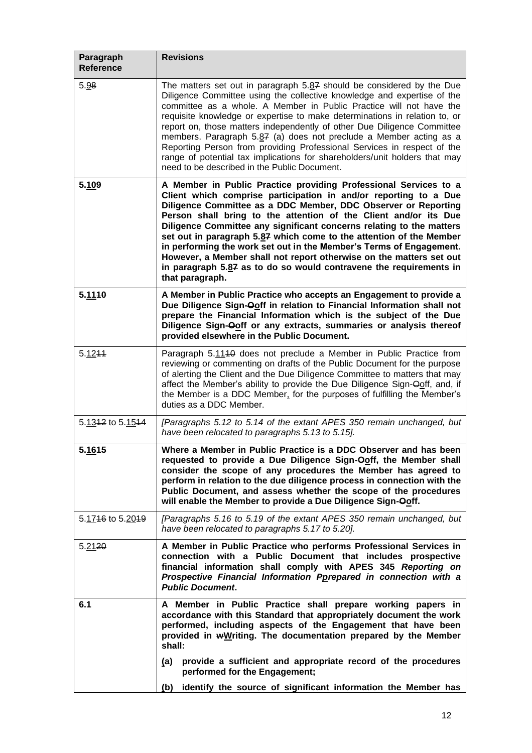| Paragraph Reference | Revisions |
|---|---|
| 5.98 | The matters set out in paragraph 5.87 should be considered by the Due Diligence Committee using the collective knowledge and expertise of the committee as a whole. A Member in Public Practice will not have the requisite knowledge or expertise to make determinations in relation to, or report on, those matters independently of other Due Diligence Committee members. Paragraph 5.87 (a) does not preclude a Member acting as a Reporting Person from providing Professional Services in respect of the range of potential tax implications for shareholders/unit holders that may need to be described in the Public Document. |
| **5.109** | **A Member in Public Practice providing Professional Services to a Client which comprise participation in and/or reporting to a Due Diligence Committee as a DDC Member, DDC Observer or Reporting Person shall bring to the attention of the Client and/or its Due Diligence Committee any significant concerns relating to the matters set out in paragraph 5.87 which come to the attention of the Member in performing the work set out in the Member's Terms of Engagement. However, a Member shall not report otherwise on the matters set out in paragraph 5.87 as to do so would contravene the requirements in that paragraph.** |
| **5.1110** | **A Member in Public Practice who accepts an Engagement to provide a Due Diligence Sign-Ooff in relation to Financial Information shall not prepare the Financial Information which is the subject of the Due Diligence Sign-Ooff or any extracts, summaries or analysis thereof provided elsewhere in the Public Document.** |
| 5.1211 | Paragraph 5.1110 does not preclude a Member in Public Practice from reviewing or commenting on drafts of the Public Document for the purpose of alerting the Client and the Due Diligence Committee to matters that may affect the Member's ability to provide the Due Diligence Sign-Ooff, and, if the Member is a DDC Member, for the purposes of fulfilling the Member's duties as a DDC Member. |
| 5.1312 to 5.1514 | *[Paragraphs 5.12 to 5.14 of the extant APES 350 remain unchanged, but have been relocated to paragraphs 5.13 to 5.15].* |
| **5.1615** | **Where a Member in Public Practice is a DDC Observer and has been requested to provide a Due Diligence Sign-Ooff, the Member shall consider the scope of any procedures the Member has agreed to perform in relation to the due diligence process in connection with the Public Document, and assess whether the scope of the procedures will enable the Member to provide a Due Diligence Sign-Ooff.** |
| 5.1716 to 5.2019 | *[Paragraphs 5.16 to 5.19 of the extant APES 350 remain unchanged, but have been relocated to paragraphs 5.17 to 5.20].* |
| 5.2120 | **A Member in Public Practice who performs Professional Services in connection with a Public Document that includes prospective financial information shall comply with APES 345 *Reporting on Prospective Financial Information Pprepared in connection with a Public Document*.** |
| **6.1** | **A Member in Public Practice shall prepare working papers in accordance with this Standard that appropriately document the work performed, including aspects of the Engagement that have been provided in wWriting. The documentation prepared by the Member shall:**<br><br>**(a) provide a sufficient and appropriate record of the procedures performed for the Engagement;**<br><br>**(b) identify the source of significant information the Member has** |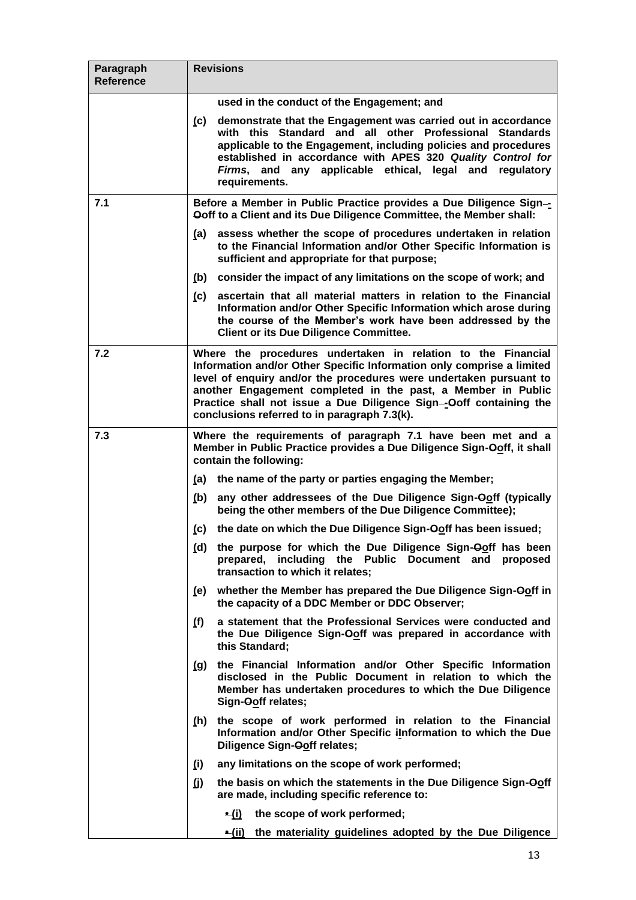| Paragraph Reference | Revisions |
| --- | --- |
| | **used in the conduct of the Engagement; and** |
| | **(c) demonstrate that the Engagement was carried out in accordance with this Standard and all other Professional Standards applicable to the Engagement, including policies and procedures established in accordance with APES 320 *Quality Control for Firms*, and any applicable ethical, legal and regulatory requirements.** |
| 7.1 | **Before a Member in Public Practice provides a Due Diligence Sign-Ooff to a Client and its Due Diligence Committee, the Member shall:** |
| | **(a) assess whether the scope of procedures undertaken in relation to the Financial Information and/or Other Specific Information is sufficient and appropriate for that purpose;** |
| | **(b) consider the impact of any limitations on the scope of work; and** |
| | **(c) ascertain that all material matters in relation to the Financial Information and/or Other Specific Information which arose during the course of the Member's work have been addressed by the Client or its Due Diligence Committee.** |
| 7.2 | **Where the procedures undertaken in relation to the Financial Information and/or Other Specific Information only comprise a limited level of enquiry and/or the procedures were undertaken pursuant to another Engagement completed in the past, a Member in Public Practice shall not issue a Due Diligence Sign-Ooff containing the conclusions referred to in paragraph 7.3(k).** |
| 7.3 | **Where the requirements of paragraph 7.1 have been met and a Member in Public Practice provides a Due Diligence Sign-Ooff, it shall contain the following:** |
| | **(a) the name of the party or parties engaging the Member;** |
| | **(b) any other addressees of the Due Diligence Sign-Ooff (typically being the other members of the Due Diligence Committee);** |
| | **(c) the date on which the Due Diligence Sign-Ooff has been issued;** |
| | **(d) the purpose for which the Due Diligence Sign-Ooff has been prepared, including the Public Document and proposed transaction to which it relates;** |
| | **(e) whether the Member has prepared the Due Diligence Sign-Ooff in the capacity of a DDC Member or DDC Observer;** |
| | **(f) a statement that the Professional Services were conducted and the Due Diligence Sign-Ooff was prepared in accordance with this Standard;** |
| | **(g) the Financial Information and/or Other Specific Information disclosed in the Public Document in relation to which the Member has undertaken procedures to which the Due Diligence Sign-Ooff relates;** |
| | **(h) the scope of work performed in relation to the Financial Information and/or Other Specific iInformation to which the Due Diligence Sign-Ooff relates;** |
| | **(i) any limitations on the scope of work performed;** |
| | **(j) the basis on which the statements in the Due Diligence Sign-Ooff are made, including specific reference to:** |
| | **• (i) the scope of work performed;** |
| | **• (ii) the materiality guidelines adopted by the Due Diligence** |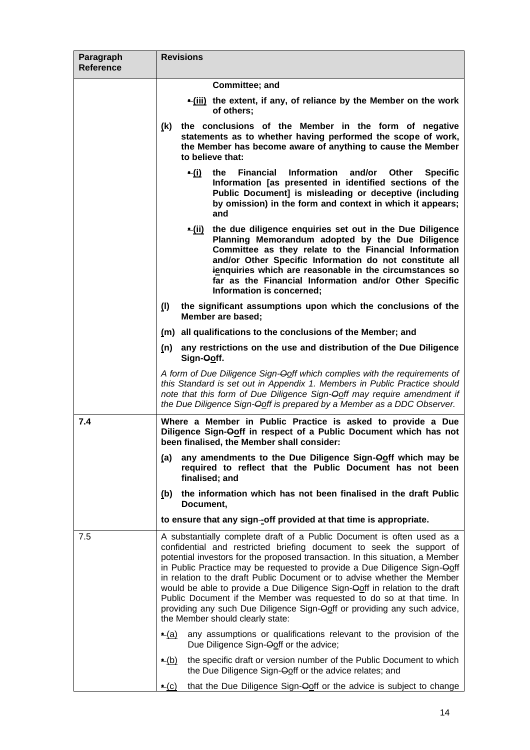| Paragraph Reference | Revisions |
|---|---|
| | **Committee; and**<br><br>• (iii) **the extent, if any, of reliance by the Member on the work of others;**<br><br>(k) **the conclusions of the Member in the form of negative statements as to whether having performed the scope of work, the Member has become aware of anything to cause the Member to believe that:**<br><br>• (i) **the Financial Information and/or Other Specific Information [as presented in identified sections of the Public Document] is misleading or deceptive (including by omission) in the form and context in which it appears; and**<br><br>• (ii) **the due diligence enquiries set out in the Due Diligence Planning Memorandum adopted by the Due Diligence Committee as they relate to the Financial Information and/or Other Specific Information do not constitute all ienquiries which are reasonable in the circumstances so far as the Financial Information and/or Other Specific Information is concerned;**<br><br>(l) **the significant assumptions upon which the conclusions of the Member are based;**<br><br>(m) **all qualifications to the conclusions of the Member; and**<br><br>(n) **any restrictions on the use and distribution of the Due Diligence Sign-Ooff.**<br><br>*A form of Due Diligence Sign-Ooff which complies with the requirements of this Standard is set out in Appendix 1. Members in Public Practice should note that this form of Due Diligence Sign-Ooff may require amendment if the Due Diligence Sign-Ooff is prepared by a Member as a DDC Observer.* |
| 7.4 | **Where a Member in Public Practice is asked to provide a Due Diligence Sign-Ooff in respect of a Public Document which has not been finalised, the Member shall consider:**<br><br>(a) **any amendments to the Due Diligence Sign-Ooff which may be required to reflect that the Public Document has not been finalised; and**<br><br>(b) **the information which has not been finalised in the draft Public Document,**<br><br>**to ensure that any sign--off provided at that time is appropriate.** |
| 7.5 | A substantially complete draft of a Public Document is often used as a confidential and restricted briefing document to seek the support of potential investors for the proposed transaction. In this situation, a Member in Public Practice may be requested to provide a Due Diligence Sign-Ooff in relation to the draft Public Document or to advise whether the Member would be able to provide a Due Diligence Sign-Ooff in relation to the draft Public Document if the Member was requested to do so at that time. In providing any such Due Diligence Sign-Ooff or providing any such advice, the Member should clearly state:<br><br>• (a) any assumptions or qualifications relevant to the provision of the Due Diligence Sign-Ooff or the advice;<br><br>• (b) the specific draft or version number of the Public Document to which the Due Diligence Sign-Ooff or the advice relates; and<br><br>• (c) that the Due Diligence Sign-Ooff or the advice is subject to change |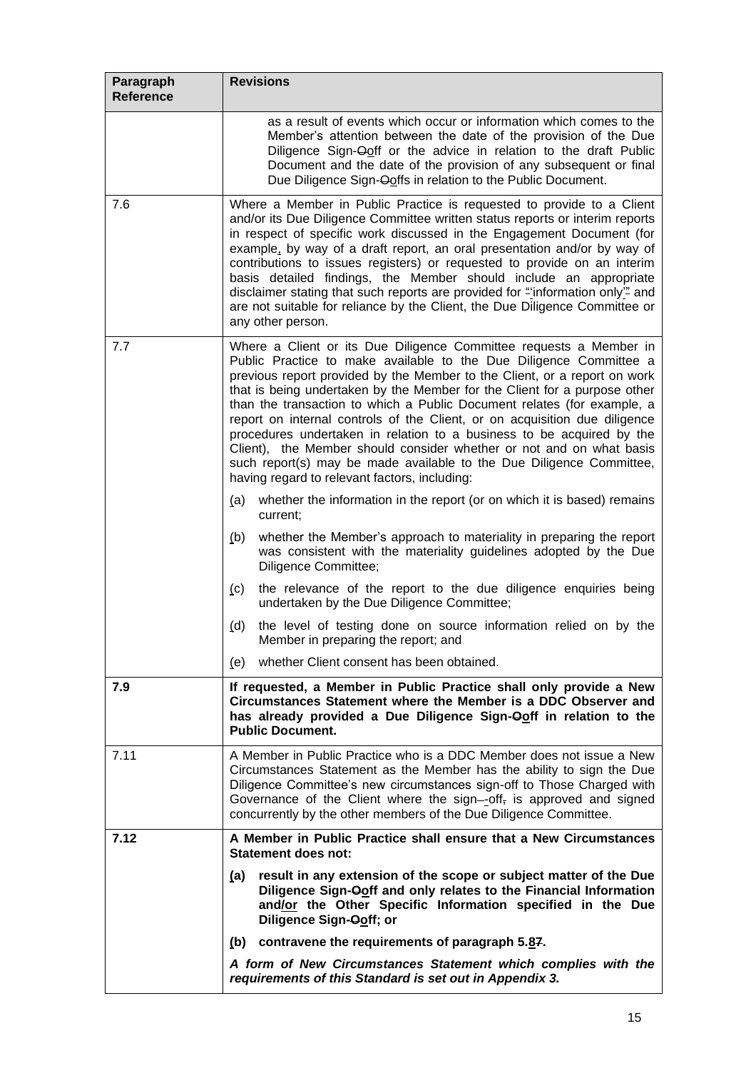| Paragraph Reference | Revisions |
|---|---|
| | as a result of events which occur or information which comes to the Member's attention between the date of the provision of the Due Diligence Sign-Ooff or the advice in relation to the draft Public Document and the date of the provision of any subsequent or final Due Diligence Sign-Ooffs in relation to the Public Document. |
| 7.6 | Where a Member in Public Practice is requested to provide to a Client and/or its Due Diligence Committee written status reports or interim reports in respect of specific work discussed in the Engagement Document (for example, by way of a draft report, an oral presentation and/or by way of contributions to issues registers) or requested to provide on an interim basis detailed findings, the Member should include an appropriate disclaimer stating that such reports are provided for "'information only'" and are not suitable for reliance by the Client, the Due Diligence Committee or any other person. |
| 7.7 | Where a Client or its Due Diligence Committee requests a Member in Public Practice to make available to the Due Diligence Committee a previous report provided by the Member to the Client, or a report on work that is being undertaken by the Member for the Client for a purpose other than the transaction to which a Public Document relates (for example, a report on internal controls of the Client, or on acquisition due diligence procedures undertaken in relation to a business to be acquired by the Client), the Member should consider whether or not and on what basis such report(s) may be made available to the Due Diligence Committee, having regard to relevant factors, including:<br>(a) whether the information in the report (or on which it is based) remains current;<br>(b) whether the Member's approach to materiality in preparing the report was consistent with the materiality guidelines adopted by the Due Diligence Committee;<br>(c) the relevance of the report to the due diligence enquiries being undertaken by the Due Diligence Committee;<br>(d) the level of testing done on source information relied on by the Member in preparing the report; and<br>(e) whether Client consent has been obtained. |
| **7.9** | **If requested, a Member in Public Practice shall only provide a New Circumstances Statement where the Member is a DDC Observer and has already provided a Due Diligence Sign-Ooff in relation to the Public Document.** |
| 7.11 | A Member in Public Practice who is a DDC Member does not issue a New Circumstances Statement as the Member has the ability to sign the Due Diligence Committee's new circumstances sign-off to Those Charged with Governance of the Client where the sign–-off, is approved and signed concurrently by the other members of the Due Diligence Committee. |
| **7.12** | **A Member in Public Practice shall ensure that a New Circumstances Statement does not:**<br>**(a) result in any extension of the scope or subject matter of the Due Diligence Sign-Ooff and only relates to the Financial Information and/or the Other Specific Information specified in the Due Diligence Sign-Ooff; or**<br>**(b) contravene the requirements of paragraph 5.87.**<br>***A form of New Circumstances Statement which complies with the requirements of this Standard is set out in Appendix 3.*** |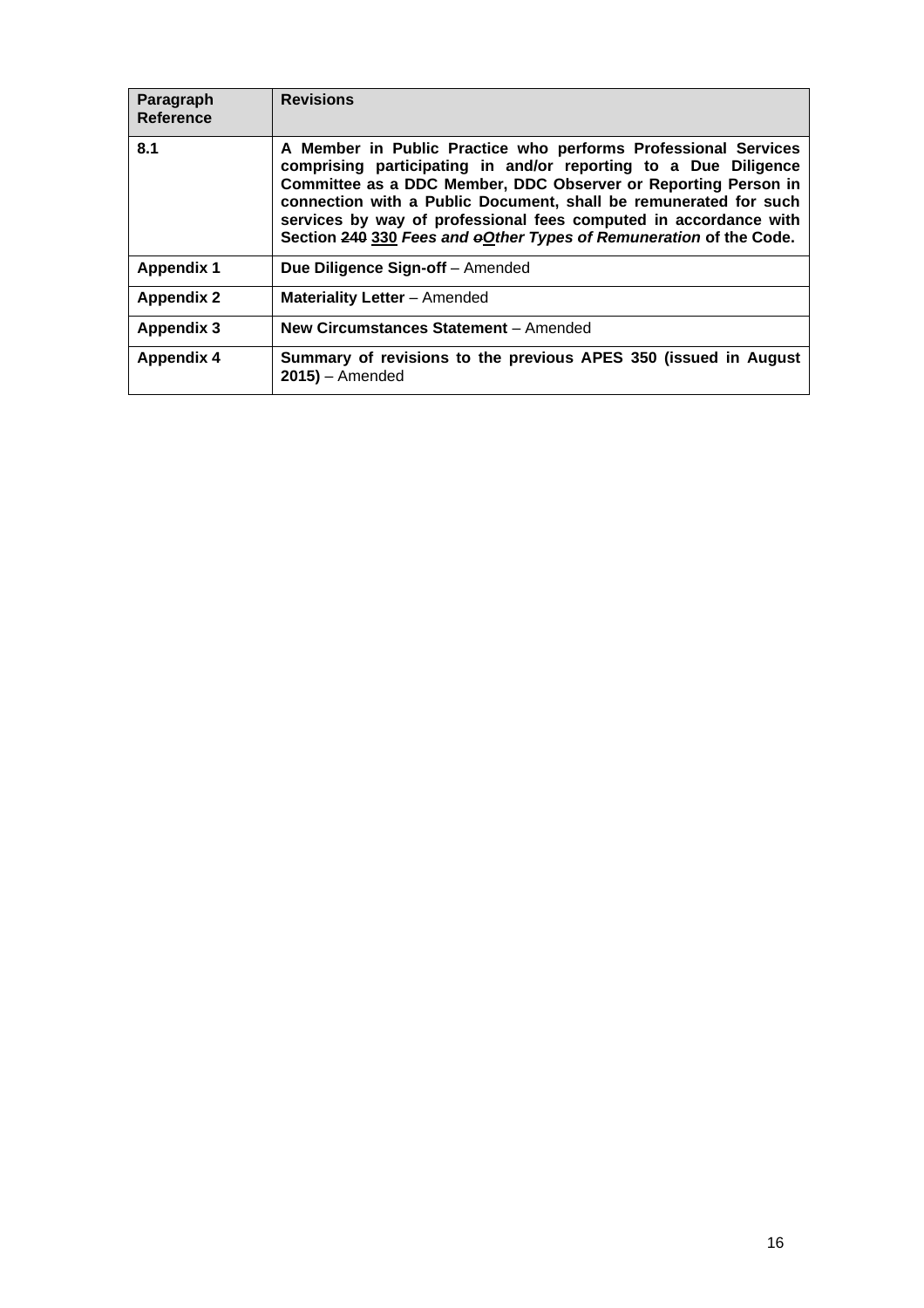| Paragraph Reference | Revisions |
|---|---|
| **8.1** | **A Member in Public Practice who performs Professional Services comprising participating in and/or reporting to a Due Diligence Committee as a DDC Member, DDC Observer or Reporting Person in connection with a Public Document, shall be remunerated for such services by way of professional fees computed in accordance with Section ~~240~~ <u>330</u> *Fees and ~~o~~<u>O</u>ther Types of Remuneration* of the Code.** |
| **Appendix 1** | **Due Diligence Sign-off** – Amended |
| **Appendix 2** | **Materiality Letter** – Amended |
| **Appendix 3** | **New Circumstances Statement** – Amended |
| **Appendix 4** | **Summary of revisions to the previous APES 350 (issued in August 2015)** – Amended |